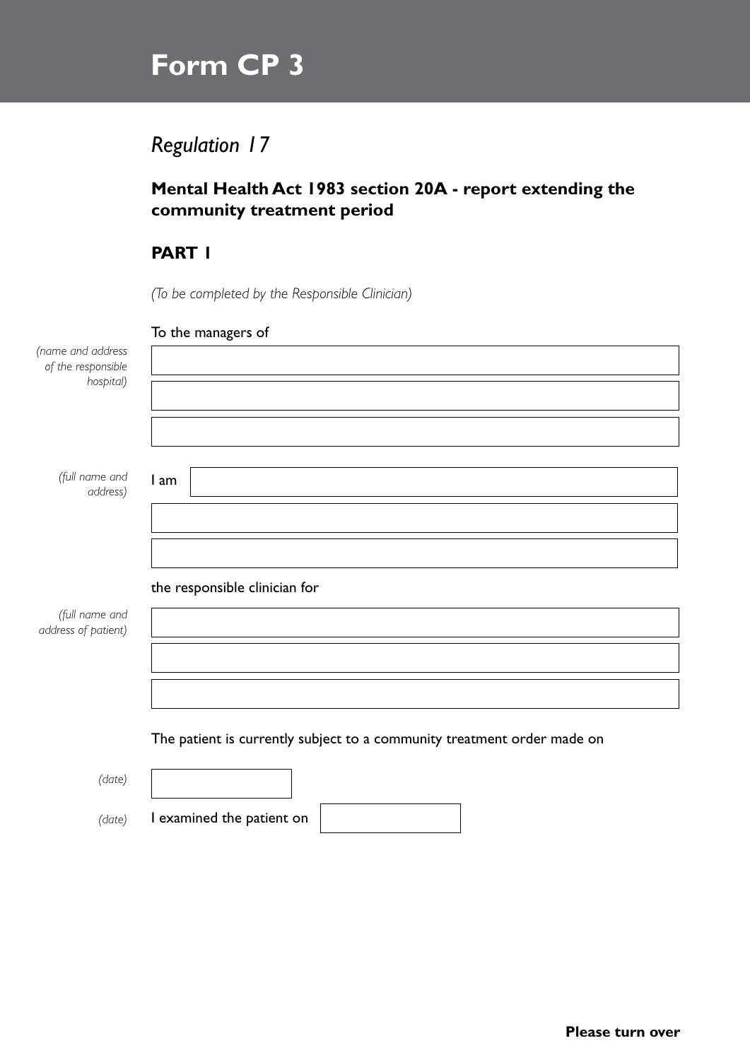# Form CP 3

## *Regulation 17*

### Mental Health Act 1983 section 20A - report extending the community treatment period

### PART 1

*(To be completed by the Responsible Clinician)*

To the managers of

*(name and address of the responsible hospital)*

I am

*(full name and address)*

the responsible clinician for

*(full name and address of patient)*

The patient is currently subject to a community treatment order made on

*(date)*

*(date)* I examined the patient on

**Please turn over**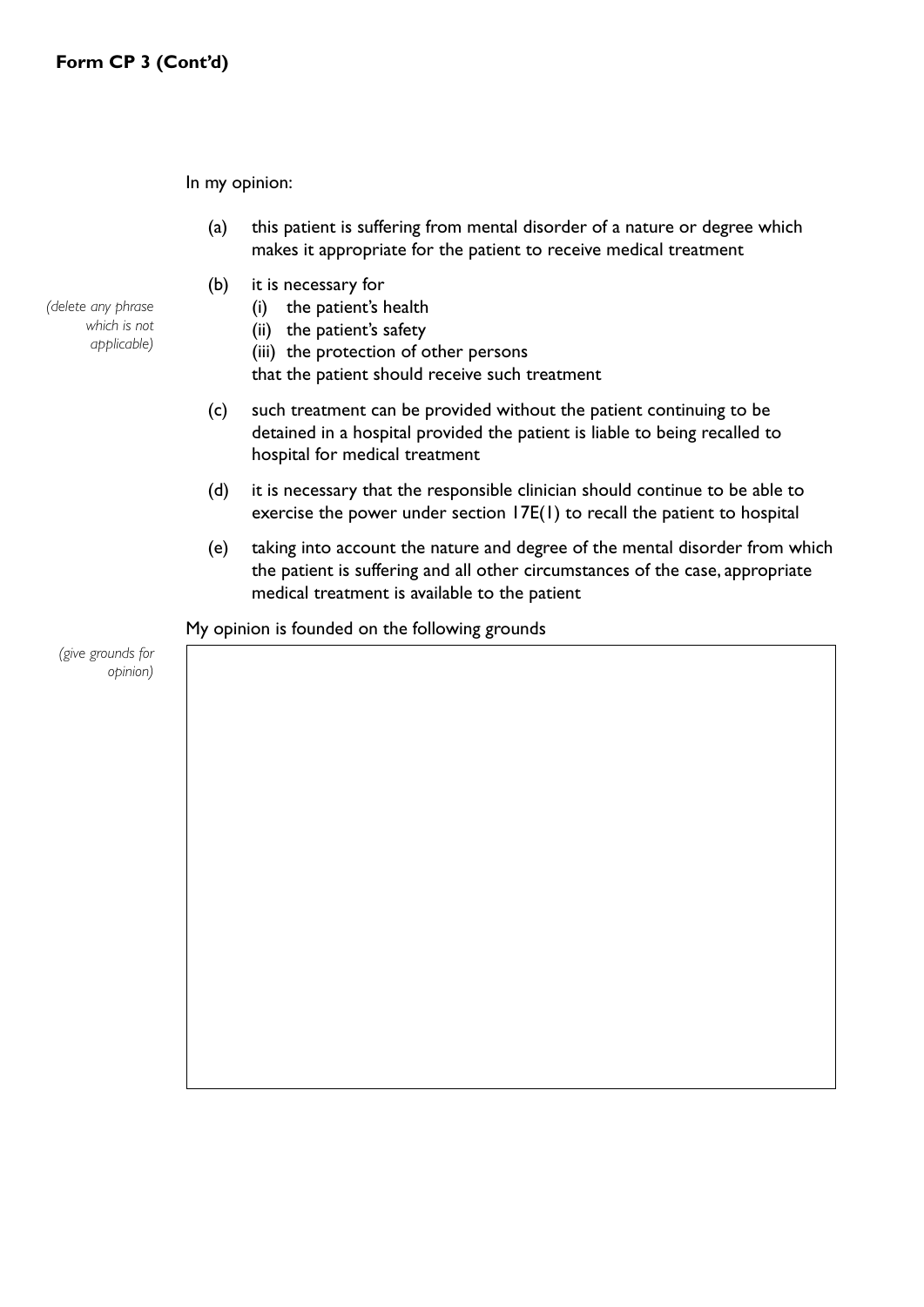**Form CP 3 (Cont'd)**

In my opinion:

(a) this patient is suffering from mental disorder of a nature or degree which makes it appropriate for the patient to receive medical treatment

*(delete any phrase which is not applicable)*

(b) it is necessary for
   (i) the patient's health
   (ii) the patient's safety
   (iii) the protection of other persons
   
   that the patient should receive such treatment

(c) such treatment can be provided without the patient continuing to be detained in a hospital provided the patient is liable to being recalled to hospital for medical treatment

(d) it is necessary that the responsible clinician should continue to be able to exercise the power under section 17E(1) to recall the patient to hospital

(e) taking into account the nature and degree of the mental disorder from which the patient is suffering and all other circumstances of the case, appropriate medical treatment is available to the patient

My opinion is founded on the following grounds

*(give grounds for opinion)*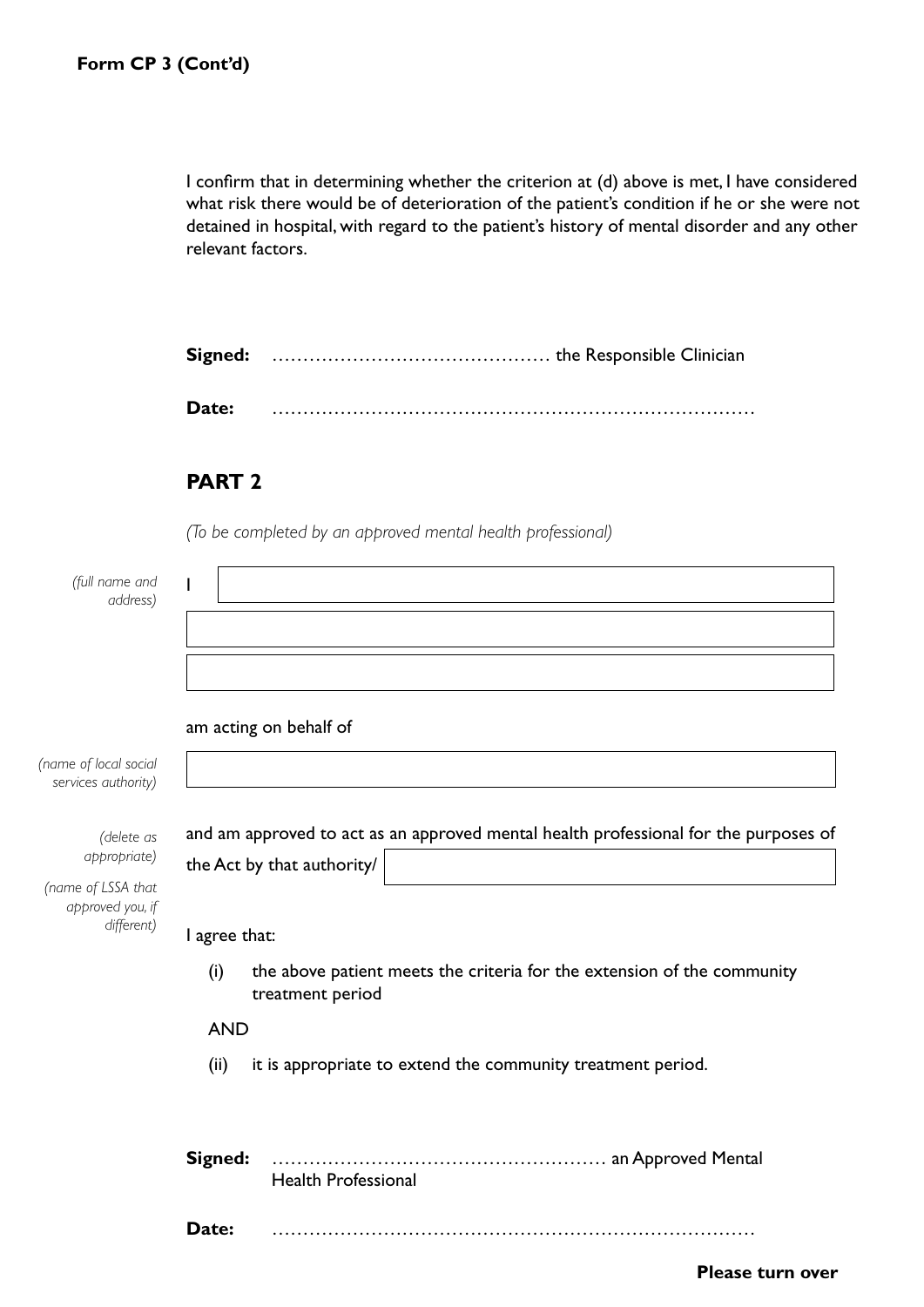**Form CP 3 (Cont'd)**

I confirm that in determining whether the criterion at (d) above is met, I have considered what risk there would be of deterioration of the patient's condition if he or she were not detained in hospital, with regard to the patient's history of mental disorder and any other relevant factors.

**Signed:** ……………………………………… the Responsible Clinician

**Date:** ……………………………………………………………………

## PART 2

*(To be completed by an approved mental health professional)*

*(full name and address)* I ____________________________________________

____________________________________________

____________________________________________

am acting on behalf of

*(name of local social services authority)* ____________________________________________

*(delete as appropriate)* and am approved to act as an approved mental health professional for the purposes of the Act by that authority/ ____________________ *(name of LSSA that approved you, if different)*

I agree that:

(i) the above patient meets the criteria for the extension of the community treatment period

AND

(ii) it is appropriate to extend the community treatment period.

**Signed:** ……………………………………………… an Approved Mental Health Professional

**Date:** ……………………………………………………………………

**Please turn over**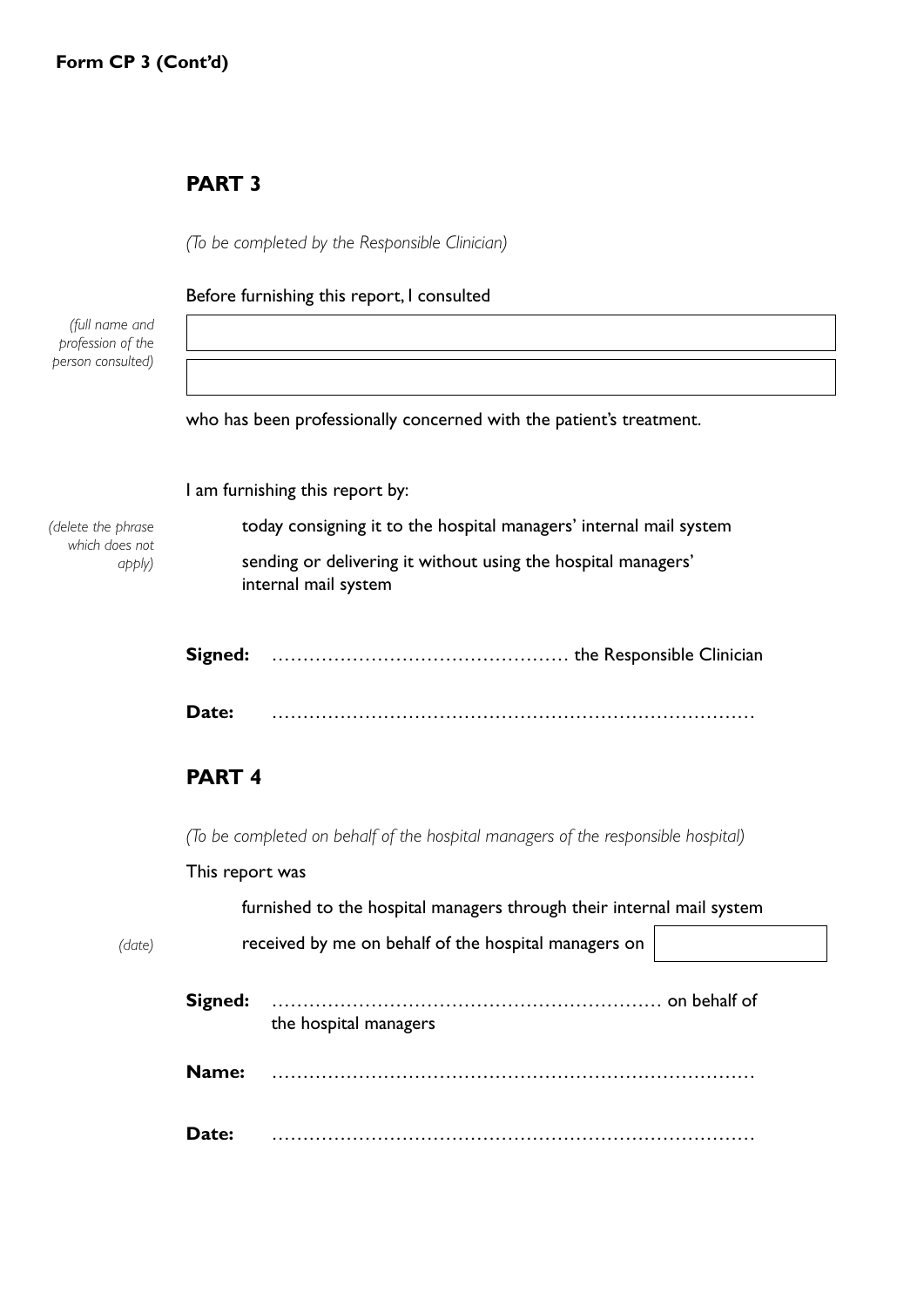**Form CP 3 (Cont'd)**

## PART 3

*(To be completed by the Responsible Clinician)*

Before furnishing this report, I consulted

*(full name and profession of the person consulted)*

| |
|---|
| |
| |

who has been professionally concerned with the patient's treatment.

I am furnishing this report by:

*(delete the phrase which does not apply)*

today consigning it to the hospital managers' internal mail system

sending or delivering it without using the hospital managers' internal mail system

**Signed:** ………………………………………… the Responsible Clinician

**Date:** ……………………………………………………………………

## PART 4

*(To be completed on behalf of the hospital managers of the responsible hospital)*

This report was

furnished to the hospital managers through their internal mail system

*(date)* received by me on behalf of the hospital managers on

**Signed:** ……………………………………………………… on behalf of the hospital managers

**Name:** ……………………………………………………………………

**Date:** ……………………………………………………………………